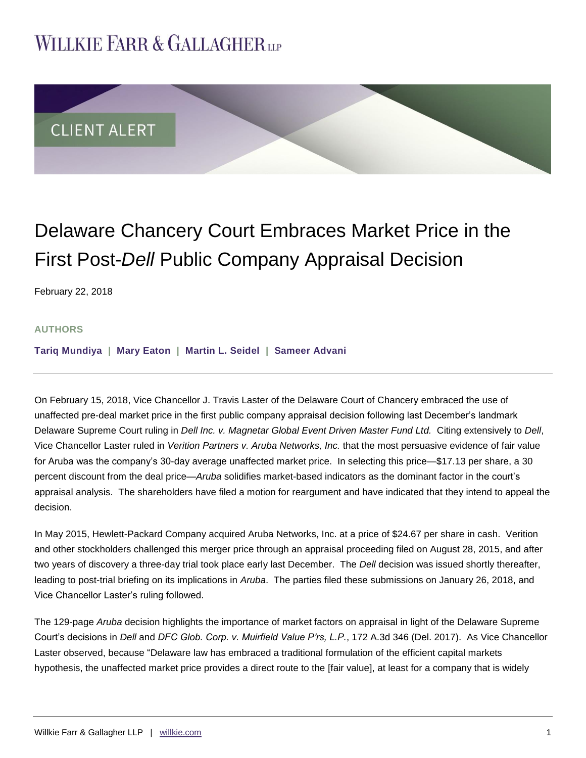WILLKIE FARR & GALLAGHER LLP

CLIENT ALERT

# Delaware Chancery Court Embraces Market Price in the First Post-*Dell* Public Company Appraisal Decision

February 22, 2018

**AUTHORS**

**Tariq Mundiya | Mary Eaton | Martin L. Seidel | Sameer Advani**

---

On February 15, 2018, Vice Chancellor J. Travis Laster of the Delaware Court of Chancery embraced the use of unaffected pre-deal market price in the first public company appraisal decision following last December's landmark Delaware Supreme Court ruling in *Dell Inc. v. Magnetar Global Event Driven Master Fund Ltd.* Citing extensively to *Dell*, Vice Chancellor Laster ruled in *Verition Partners v. Aruba Networks, Inc.* that the most persuasive evidence of fair value for Aruba was the company's 30-day average unaffected market price. In selecting this price—$17.13 per share, a 30 percent discount from the deal price—*Aruba* solidifies market-based indicators as the dominant factor in the court's appraisal analysis. The shareholders have filed a motion for reargument and have indicated that they intend to appeal the decision.

In May 2015, Hewlett-Packard Company acquired Aruba Networks, Inc. at a price of $24.67 per share in cash. Verition and other stockholders challenged this merger price through an appraisal proceeding filed on August 28, 2015, and after two years of discovery a three-day trial took place early last December. The *Dell* decision was issued shortly thereafter, leading to post-trial briefing on its implications in *Aruba*. The parties filed these submissions on January 26, 2018, and Vice Chancellor Laster's ruling followed.

The 129-page *Aruba* decision highlights the importance of market factors on appraisal in light of the Delaware Supreme Court's decisions in *Dell* and *DFC Glob. Corp. v. Muirfield Value P'rs, L.P.*, 172 A.3d 346 (Del. 2017). As Vice Chancellor Laster observed, because "Delaware law has embraced a traditional formulation of the efficient capital markets hypothesis, the unaffected market price provides a direct route to the [fair value], at least for a company that is widely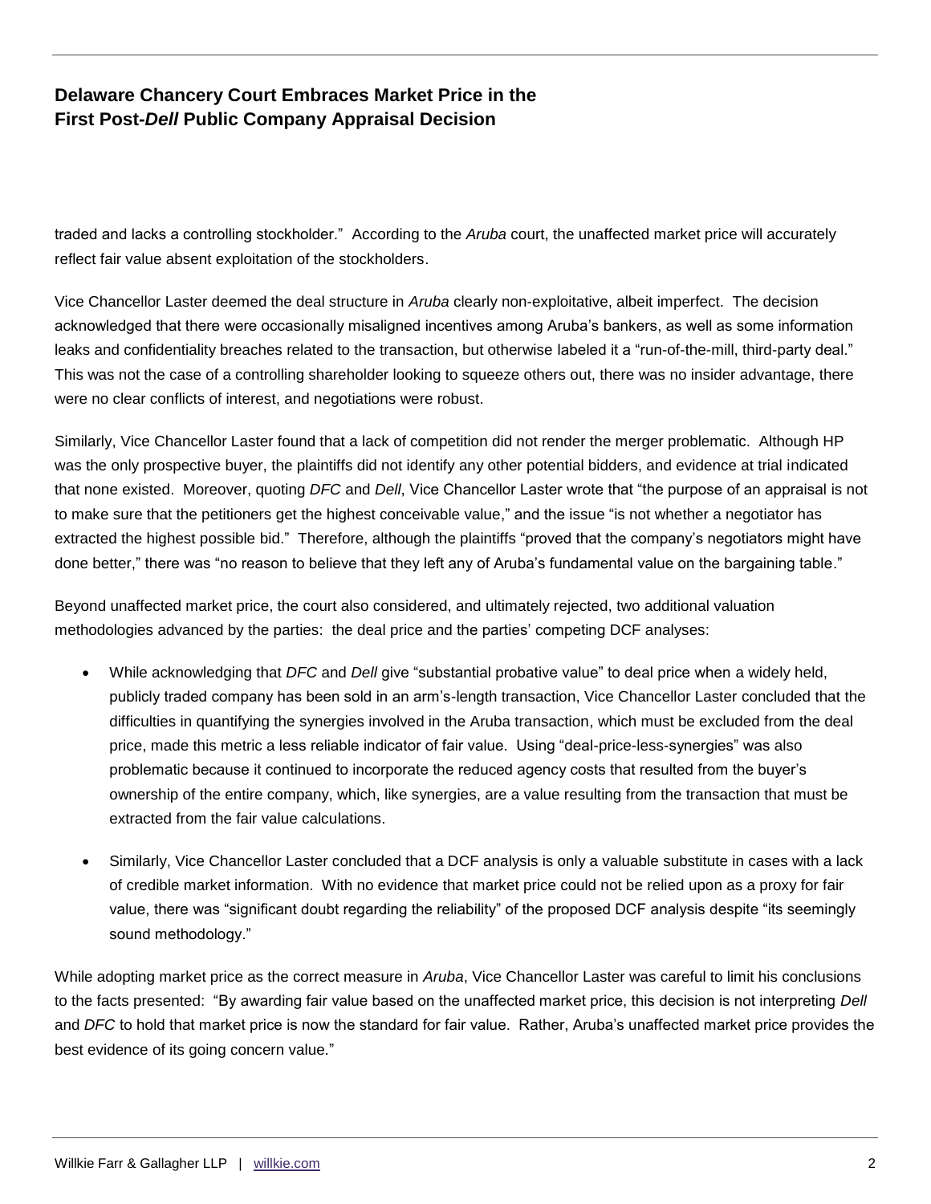traded and lacks a controlling stockholder." According to the *Aruba* court, the unaffected market price will accurately reflect fair value absent exploitation of the stockholders.

Vice Chancellor Laster deemed the deal structure in *Aruba* clearly non-exploitative, albeit imperfect. The decision acknowledged that there were occasionally misaligned incentives among Aruba's bankers, as well as some information leaks and confidentiality breaches related to the transaction, but otherwise labeled it a "run-of-the-mill, third-party deal." This was not the case of a controlling shareholder looking to squeeze others out, there was no insider advantage, there were no clear conflicts of interest, and negotiations were robust.

Similarly, Vice Chancellor Laster found that a lack of competition did not render the merger problematic. Although HP was the only prospective buyer, the plaintiffs did not identify any other potential bidders, and evidence at trial indicated that none existed. Moreover, quoting *DFC* and *Dell*, Vice Chancellor Laster wrote that "the purpose of an appraisal is not to make sure that the petitioners get the highest conceivable value," and the issue "is not whether a negotiator has extracted the highest possible bid." Therefore, although the plaintiffs "proved that the company's negotiators might have done better," there was "no reason to believe that they left any of Aruba's fundamental value on the bargaining table."

Beyond unaffected market price, the court also considered, and ultimately rejected, two additional valuation methodologies advanced by the parties: the deal price and the parties' competing DCF analyses:

- While acknowledging that *DFC* and *Dell* give "substantial probative value" to deal price when a widely held, publicly traded company has been sold in an arm's-length transaction, Vice Chancellor Laster concluded that the difficulties in quantifying the synergies involved in the Aruba transaction, which must be excluded from the deal price, made this metric a less reliable indicator of fair value. Using "deal-price-less-synergies" was also problematic because it continued to incorporate the reduced agency costs that resulted from the buyer's ownership of the entire company, which, like synergies, are a value resulting from the transaction that must be extracted from the fair value calculations.

- Similarly, Vice Chancellor Laster concluded that a DCF analysis is only a valuable substitute in cases with a lack of credible market information. With no evidence that market price could not be relied upon as a proxy for fair value, there was "significant doubt regarding the reliability" of the proposed DCF analysis despite "its seemingly sound methodology."

While adopting market price as the correct measure in *Aruba*, Vice Chancellor Laster was careful to limit his conclusions to the facts presented: "By awarding fair value based on the unaffected market price, this decision is not interpreting *Dell* and *DFC* to hold that market price is now the standard for fair value. Rather, Aruba's unaffected market price provides the best evidence of its going concern value."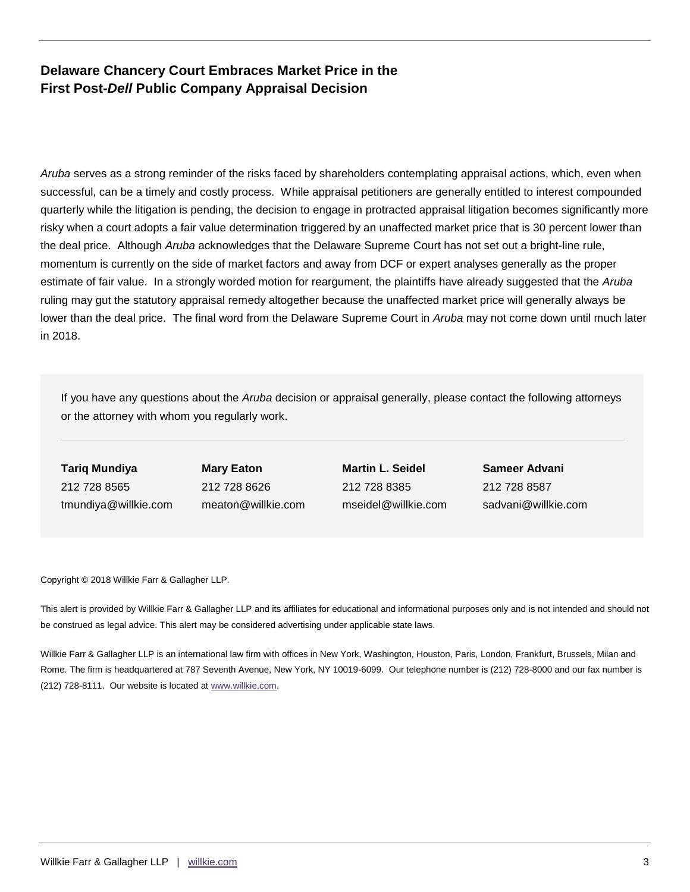**Delaware Chancery Court Embraces Market Price in the First Post-*Dell* Public Company Appraisal Decision**

*Aruba* serves as a strong reminder of the risks faced by shareholders contemplating appraisal actions, which, even when successful, can be a timely and costly process. While appraisal petitioners are generally entitled to interest compounded quarterly while the litigation is pending, the decision to engage in protracted appraisal litigation becomes significantly more risky when a court adopts a fair value determination triggered by an unaffected market price that is 30 percent lower than the deal price. Although *Aruba* acknowledges that the Delaware Supreme Court has not set out a bright-line rule, momentum is currently on the side of market factors and away from DCF or expert analyses generally as the proper estimate of fair value. In a strongly worded motion for reargument, the plaintiffs have already suggested that the *Aruba* ruling may gut the statutory appraisal remedy altogether because the unaffected market price will generally always be lower than the deal price. The final word from the Delaware Supreme Court in *Aruba* may not come down until much later in 2018.

If you have any questions about the *Aruba* decision or appraisal generally, please contact the following attorneys or the attorney with whom you regularly work.

| | | | |
|---|---|---|---|
| **Tariq Mundiya** | **Mary Eaton** | **Martin L. Seidel** | **Sameer Advani** |
| 212 728 8565 | 212 728 8626 | 212 728 8385 | 212 728 8587 |
| tmundiya@willkie.com | meaton@willkie.com | mseidel@willkie.com | sadvani@willkie.com |

Copyright © 2018 Willkie Farr & Gallagher LLP.

This alert is provided by Willkie Farr & Gallagher LLP and its affiliates for educational and informational purposes only and is not intended and should not be construed as legal advice. This alert may be considered advertising under applicable state laws.

Willkie Farr & Gallagher LLP is an international law firm with offices in New York, Washington, Houston, Paris, London, Frankfurt, Brussels, Milan and Rome. The firm is headquartered at 787 Seventh Avenue, New York, NY 10019-6099. Our telephone number is (212) 728-8000 and our fax number is (212) 728-8111. Our website is located at [www.willkie.com](http://www.willkie.com).